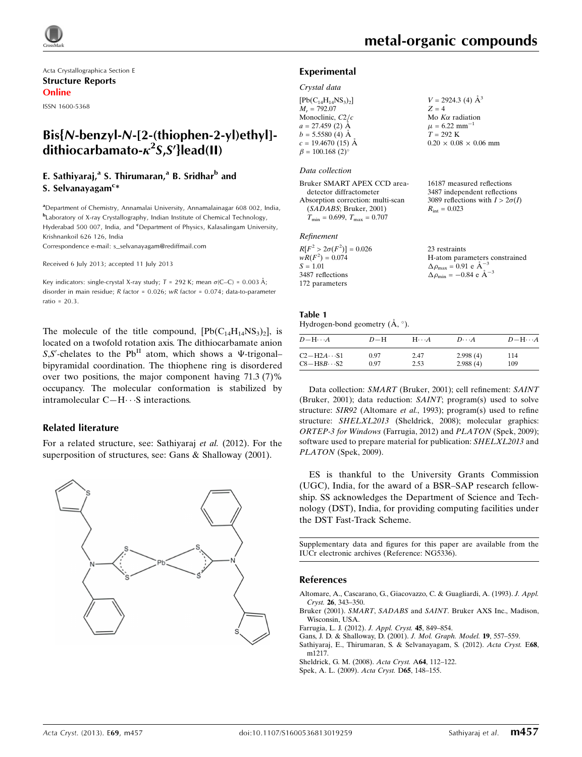Acta Crystallographica Section E
**Structure Reports**
**Online**

ISSN 1600-5368

# Bis{*N*-benzyl-*N*-[2-(thiophen-2-yl)ethyl]-dithiocarbamato-$\kappa^2 S,S'$}lead(II)

**E. Sathiyaraj,[a] S. Thirumaran,[a] B. Sridhar[b] and S. Selvanayagam[c]***

[a]Department of Chemistry, Annamalai University, Annamalainagar 608 002, India, [b]Laboratory of X-ray Crystallography, Indian Institute of Chemical Technology, Hyderabad 500 007, India, and [c]Department of Physics, Kalasalingam University, Krishnankoil 626 126, India
Correspondence e-mail: s_selvanayagam@rediffmail.com

Received 6 July 2013; accepted 11 July 2013

Key indicators: single-crystal X-ray study; $T$ = 292 K; mean $\sigma$(C–C) = 0.003 Å; disorder in main residue; $R$ factor = 0.026; $wR$ factor = 0.074; data-to-parameter ratio = 20.3.

The molecule of the title compound, $[Pb(C_{14}H_{14}NS_3)_2]$, is located on a twofold rotation axis. The dithiocarbamate anion $S,S'$-chelates to the Pb[II] atom, which shows a $\Psi$-trigonal–bipyramidal coordination. The thiophene ring is disordered over two positions, the major component having 71.3 (7)% occupancy. The molecular conformation is stabilized by intramolecular C—H⋯S interactions.

## Related literature

For a related structure, see: Sathiyaraj *et al.* (2012). For the superposition of structures, see: Gans & Shalloway (2001).

## Experimental

### Crystal data

$[Pb(C_{14}H_{14}NS_3)_2]$
$M_r$ = 792.07
Monoclinic, $C2/c$
$a$ = 27.459 (2) Å
$b$ = 5.5580 (4) Å
$c$ = 19.4670 (15) Å
$\beta$ = 100.168 (2)°
$V$ = 2924.3 (4) Å$^3$
$Z$ = 4
Mo $K\alpha$ radiation
$\mu$ = 6.22 mm$^{-1}$
$T$ = 292 K
0.20 × 0.08 × 0.06 mm

### Data collection

Bruker SMART APEX CCD area-detector diffractometer
Absorption correction: multi-scan (*SADABS*; Bruker, 2001)
$T_{min}$ = 0.699, $T_{max}$ = 0.707
16187 measured reflections
3487 independent reflections
3089 reflections with $I > 2\sigma(I)$
$R_{int}$ = 0.023

### Refinement

$R[F^2 > 2\sigma(F^2)]$ = 0.026
$wR(F^2)$ = 0.074
$S$ = 1.01
3487 reflections
172 parameters
23 restraints
H-atom parameters constrained
$\Delta\rho_{max}$ = 0.91 e Å$^{-3}$
$\Delta\rho_{min}$ = −0.84 e Å$^{-3}$

**Table 1**
Hydrogen-bond geometry (Å, °).

| $D$—H⋯$A$ | $D$—H | H⋯$A$ | $D$⋯$A$ | $D$—H⋯$A$ |
|---|---|---|---|---|
| C2—H2$A$⋯S1 | 0.97 | 2.47 | 2.998 (4) | 114 |
| C8—H8$B$⋯S2 | 0.97 | 2.53 | 2.988 (4) | 109 |

Data collection: *SMART* (Bruker, 2001); cell refinement: *SAINT* (Bruker, 2001); data reduction: *SAINT*; program(s) used to solve structure: *SIR92* (Altomare *et al.*, 1993); program(s) used to refine structure: *SHELXL2013* (Sheldrick, 2008); molecular graphics: *ORTEP-3 for Windows* (Farrugia, 2012) and *PLATON* (Spek, 2009); software used to prepare material for publication: *SHELXL2013* and *PLATON* (Spek, 2009).

ES is thankful to the University Grants Commission (UGC), India, for the award of a BSR–SAP research fellowship. SS acknowledges the Department of Science and Technology (DST), India, for providing computing facilities under the DST Fast-Track Scheme.

Supplementary data and figures for this paper are available from the IUCr electronic archives (Reference: NG5336).

## References

Altomare, A., Cascarano, G., Giacovazzo, C. & Guagliardi, A. (1993). *J. Appl. Cryst.* **26**, 343–350.
Bruker (2001). *SMART*, *SADABS* and *SAINT*. Bruker AXS Inc., Madison, Wisconsin, USA.
Farrugia, L. J. (2012). *J. Appl. Cryst.* **45**, 849–854.
Gans, J. D. & Shalloway, D. (2001). *J. Mol. Graph. Model.* **19**, 557–559.
Sathiyaraj, E., Thirumaran, S. & Selvanayagam, S. (2012). *Acta Cryst.* E**68**, m1217.
Sheldrick, G. M. (2008). *Acta Cryst.* A**64**, 112–122.
Spek, A. L. (2009). *Acta Cryst.* D**65**, 148–155.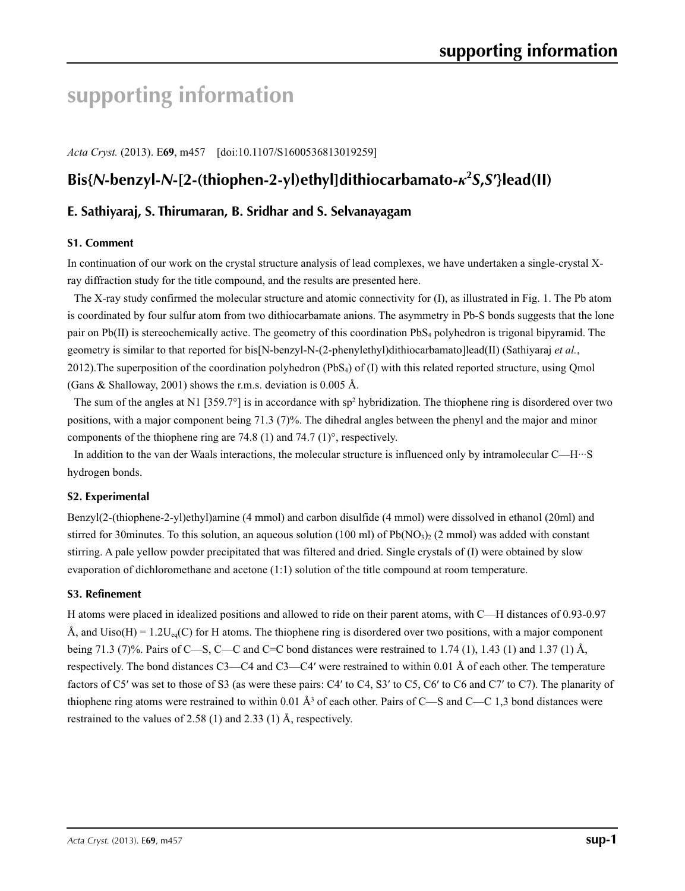# supporting information

*Acta Cryst.* (2013). E**69**, m457 [doi:10.1107/S1600536813019259]

## Bis{*N*-benzyl-*N*-[2-(thiophen-2-yl)ethyl]dithiocarbamato-$\kappa^2S,S'$}lead(II)

### E. Sathiyaraj, S. Thirumaran, B. Sridhar and S. Selvanayagam

#### S1. Comment

In continuation of our work on the crystal structure analysis of lead complexes, we have undertaken a single-crystal X-ray diffraction study for the title compound, and the results are presented here.

The X-ray study confirmed the molecular structure and atomic connectivity for (I), as illustrated in Fig. 1. The Pb atom is coordinated by four sulfur atom from two dithiocarbamate anions. The asymmetry in Pb-S bonds suggests that the lone pair on Pb(II) is stereochemically active. The geometry of this coordination $PbS_4$ polyhedron is trigonal bipyramid. The geometry is similar to that reported for bis[N-benzyl-N-(2-phenylethyl)dithiocarbamato]lead(II) (Sathiyaraj *et al.*, 2012).The superposition of the coordination polyhedron ($PbS_4$) of (I) with this related reported structure, using Qmol (Gans & Shalloway, 2001) shows the r.m.s. deviation is 0.005 Å.

The sum of the angles at N1 [359.7°] is in accordance with $sp^2$ hybridization. The thiophene ring is disordered over two positions, with a major component being 71.3 (7)%. The dihedral angles between the phenyl and the major and minor components of the thiophene ring are 74.8 (1) and 74.7 (1)°, respectively.

In addition to the van der Waals interactions, the molecular structure is influenced only by intramolecular C—H···S hydrogen bonds.

#### S2. Experimental

Benzyl(2-(thiophene-2-yl)ethyl)amine (4 mmol) and carbon disulfide (4 mmol) were dissolved in ethanol (20ml) and stirred for 30minutes. To this solution, an aqueous solution (100 ml) of $Pb(NO_3)_2$ (2 mmol) was added with constant stirring. A pale yellow powder precipitated that was filtered and dried. Single crystals of (I) were obtained by slow evaporation of dichloromethane and acetone (1:1) solution of the title compound at room temperature.

#### S3. Refinement

H atoms were placed in idealized positions and allowed to ride on their parent atoms, with C—H distances of 0.93-0.97 Å, and $U_{iso}(H) = 1.2U_{eq}(C)$ for H atoms. The thiophene ring is disordered over two positions, with a major component being 71.3 (7)%. Pairs of C—S, C—C and C=C bond distances were restrained to 1.74 (1), 1.43 (1) and 1.37 (1) Å, respectively. The bond distances C3—C4 and C3—C4′ were restrained to within 0.01 Å of each other. The temperature factors of C5′ was set to those of S3 (as were these pairs: C4′ to C4, S3′ to C5, C6′ to C6 and C7′ to C7). The planarity of thiophene ring atoms were restrained to within 0.01 $Å^3$ of each other. Pairs of C—S and C—C 1,3 bond distances were restrained to the values of 2.58 (1) and 2.33 (1) Å, respectively.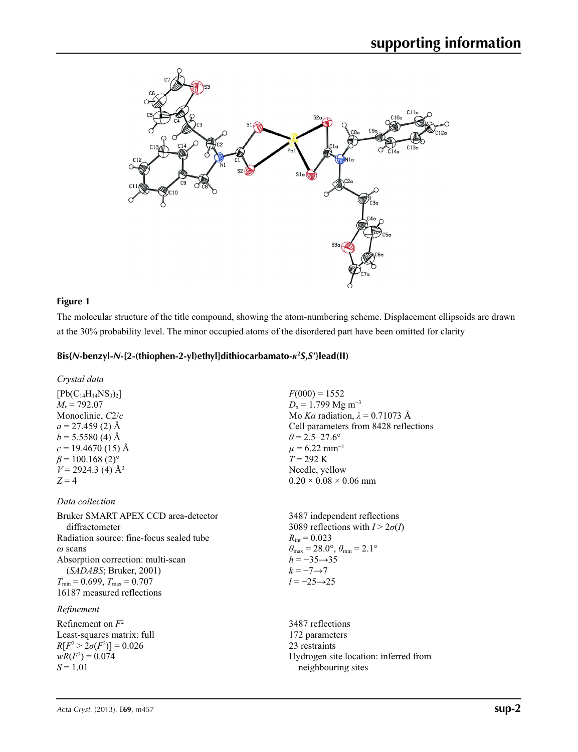**Figure 1**

The molecular structure of the title compound, showing the atom-numbering scheme. Displacement ellipsoids are drawn at the 30% probability level. The minor occupied atoms of the disordered part have been omitted for clarity

## Bis{*N*-benzyl-*N*-[2-(thiophen-2-yl)ethyl]dithiocarbamato-$\kappa^2S,S'$}lead(II)

### *Crystal data*

| | |
|---|---|
| $[Pb(C_{14}H_{14}NS_3)_2]$ | $F(000) = 1552$ |
| $M_r = 792.07$ | $D_x = 1.799$ Mg m$^{-3}$ |
| Monoclinic, $C2/c$ | Mo $K\alpha$ radiation, $\lambda = 0.71073$ Å |
| $a = 27.459$ (2) Å | Cell parameters from 8428 reflections |
| $b = 5.5580$ (4) Å | $\theta = 2.5$–$27.6°$ |
| $c = 19.4670$ (15) Å | $\mu = 6.22$ mm$^{-1}$ |
| $\beta = 100.168$ (2)° | $T = 292$ K |
| $V = 2924.3$ (4) Å$^3$ | Needle, yellow |
| $Z = 4$ | $0.20 \times 0.08 \times 0.06$ mm |

### *Data collection*

| | |
|---|---|
| Bruker SMART APEX CCD area-detector diffractometer | 3487 independent reflections |
| Radiation source: fine-focus sealed tube | 3089 reflections with $I > 2\sigma(I)$ |
| $\omega$ scans | $R_{int} = 0.023$ |
| Absorption correction: multi-scan (*SADABS*; Bruker, 2001) | $\theta_{max} = 28.0°$, $\theta_{min} = 2.1°$ |
| $T_{min} = 0.699$, $T_{max} = 0.707$ | $h = -35 \rightarrow 35$ |
| 16187 measured reflections | $k = -7 \rightarrow 7$ |
| | $l = -25 \rightarrow 25$ |

### *Refinement*

| | |
|---|---|
| Refinement on $F^2$ | 3487 reflections |
| Least-squares matrix: full | 172 parameters |
| $R[F^2 > 2\sigma(F^2)] = 0.026$ | 23 restraints |
| $wR(F^2) = 0.074$ | Hydrogen site location: inferred from neighbouring sites |
| $S = 1.01$ | |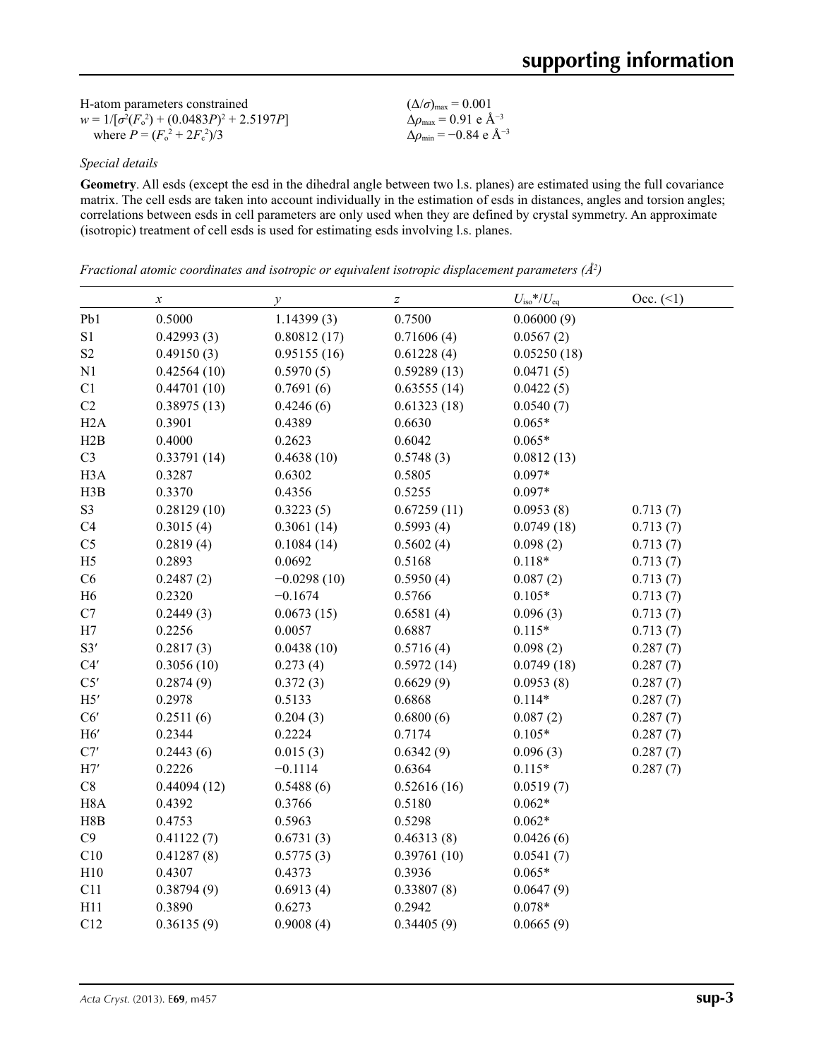H-atom parameters constrained
$w = 1/[\sigma^2(F_o^2) + (0.0483P)^2 + 2.5197P]$
where $P = (F_o^2 + 2F_c^2)/3$

$(\Delta/\sigma)_{max} = 0.001$
$\Delta\rho_{max} = 0.91$ e Å$^{-3}$
$\Delta\rho_{min} = -0.84$ e Å$^{-3}$

### *Special details*

**Geometry**. All esds (except the esd in the dihedral angle between two l.s. planes) are estimated using the full covariance matrix. The cell esds are taken into account individually in the estimation of esds in distances, angles and torsion angles; correlations between esds in cell parameters are only used when they are defined by crystal symmetry. An approximate (isotropic) treatment of cell esds is used for estimating esds involving l.s. planes.

*Fractional atomic coordinates and isotropic or equivalent isotropic displacement parameters (Å$^2$)*

| | $x$ | $y$ | $z$ | $U_{iso}$\*/$U_{eq}$ | Occ. (<1) |
|---|---|---|---|---|---|
| Pb1 | 0.5000 | 1.14399 (3) | 0.7500 | 0.06000 (9) | |
| S1 | 0.42993 (3) | 0.80812 (17) | 0.71606 (4) | 0.0567 (2) | |
| S2 | 0.49150 (3) | 0.95155 (16) | 0.61228 (4) | 0.05250 (18) | |
| N1 | 0.42564 (10) | 0.5970 (5) | 0.59289 (13) | 0.0471 (5) | |
| C1 | 0.44701 (10) | 0.7691 (6) | 0.63555 (14) | 0.0422 (5) | |
| C2 | 0.38975 (13) | 0.4246 (6) | 0.61323 (18) | 0.0540 (7) | |
| H2A | 0.3901 | 0.4389 | 0.6630 | 0.065* | |
| H2B | 0.4000 | 0.2623 | 0.6042 | 0.065* | |
| C3 | 0.33791 (14) | 0.4638 (10) | 0.5748 (3) | 0.0812 (13) | |
| H3A | 0.3287 | 0.6302 | 0.5805 | 0.097* | |
| H3B | 0.3370 | 0.4356 | 0.5255 | 0.097* | |
| S3 | 0.28129 (10) | 0.3223 (5) | 0.67259 (11) | 0.0953 (8) | 0.713 (7) |
| C4 | 0.3015 (4) | 0.3061 (14) | 0.5993 (4) | 0.0749 (18) | 0.713 (7) |
| C5 | 0.2819 (4) | 0.1084 (14) | 0.5602 (4) | 0.098 (2) | 0.713 (7) |
| H5 | 0.2893 | 0.0692 | 0.5168 | 0.118* | 0.713 (7) |
| C6 | 0.2487 (2) | −0.0298 (10) | 0.5950 (4) | 0.087 (2) | 0.713 (7) |
| H6 | 0.2320 | −0.1674 | 0.5766 | 0.105* | 0.713 (7) |
| C7 | 0.2449 (3) | 0.0673 (15) | 0.6581 (4) | 0.096 (3) | 0.713 (7) |
| H7 | 0.2256 | 0.0057 | 0.6887 | 0.115* | 0.713 (7) |
| S3′ | 0.2817 (3) | 0.0438 (10) | 0.5716 (4) | 0.098 (2) | 0.287 (7) |
| C4′ | 0.3056 (10) | 0.273 (4) | 0.5972 (14) | 0.0749 (18) | 0.287 (7) |
| C5′ | 0.2874 (9) | 0.372 (3) | 0.6629 (9) | 0.0953 (8) | 0.287 (7) |
| H5′ | 0.2978 | 0.5133 | 0.6868 | 0.114* | 0.287 (7) |
| C6′ | 0.2511 (6) | 0.204 (3) | 0.6800 (6) | 0.087 (2) | 0.287 (7) |
| H6′ | 0.2344 | 0.2224 | 0.7174 | 0.105* | 0.287 (7) |
| C7′ | 0.2443 (6) | 0.015 (3) | 0.6342 (9) | 0.096 (3) | 0.287 (7) |
| H7′ | 0.2226 | −0.1114 | 0.6364 | 0.115* | 0.287 (7) |
| C8 | 0.44094 (12) | 0.5488 (6) | 0.52616 (16) | 0.0519 (7) | |
| H8A | 0.4392 | 0.3766 | 0.5180 | 0.062* | |
| H8B | 0.4753 | 0.5963 | 0.5298 | 0.062* | |
| C9 | 0.41122 (7) | 0.6731 (3) | 0.46313 (8) | 0.0426 (6) | |
| C10 | 0.41287 (8) | 0.5775 (3) | 0.39761 (10) | 0.0541 (7) | |
| H10 | 0.4307 | 0.4373 | 0.3936 | 0.065* | |
| C11 | 0.38794 (9) | 0.6913 (4) | 0.33807 (8) | 0.0647 (9) | |
| H11 | 0.3890 | 0.6273 | 0.2942 | 0.078* | |
| C12 | 0.36135 (9) | 0.9008 (4) | 0.34405 (9) | 0.0665 (9) | |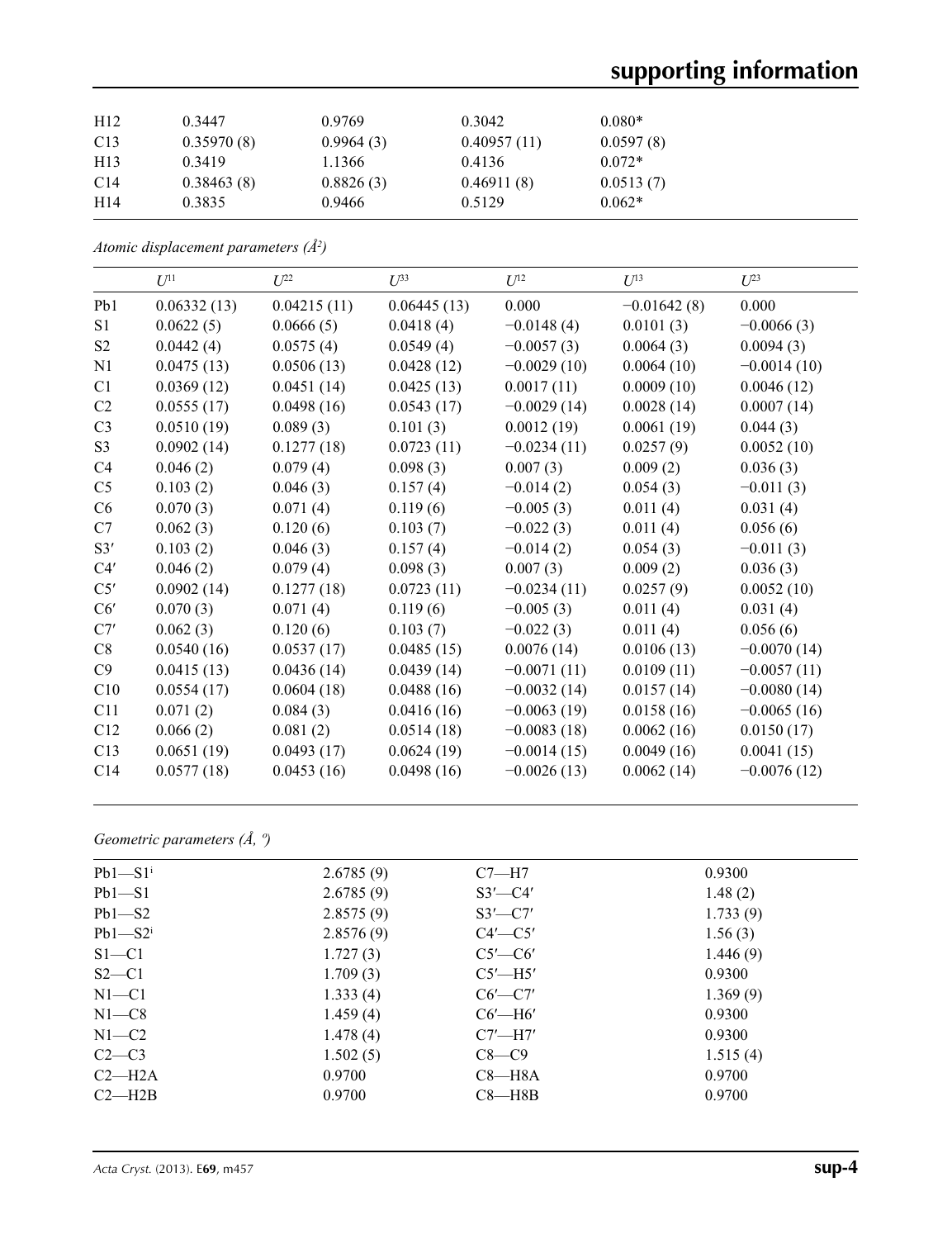| | | | | |
|---|---|---|---|---|
| H12 | 0.3447 | 0.9769 | 0.3042 | 0.080* |
| C13 | 0.35970 (8) | 0.9964 (3) | 0.40957 (11) | 0.0597 (8) |
| H13 | 0.3419 | 1.1366 | 0.4136 | 0.072* |
| C14 | 0.38463 (8) | 0.8826 (3) | 0.46911 (8) | 0.0513 (7) |
| H14 | 0.3835 | 0.9466 | 0.5129 | 0.062* |

*Atomic displacement parameters (Å$^2$)*

| | $U^{11}$ | $U^{22}$ | $U^{33}$ | $U^{12}$ | $U^{13}$ | $U^{23}$ |
|---|---|---|---|---|---|---|
| Pb1 | 0.06332 (13) | 0.04215 (11) | 0.06445 (13) | 0.000 | −0.01642 (8) | 0.000 |
| S1 | 0.0622 (5) | 0.0666 (5) | 0.0418 (4) | −0.0148 (4) | 0.0101 (3) | −0.0066 (3) |
| S2 | 0.0442 (4) | 0.0575 (4) | 0.0549 (4) | −0.0057 (3) | 0.0064 (3) | 0.0094 (3) |
| N1 | 0.0475 (13) | 0.0506 (13) | 0.0428 (12) | −0.0029 (10) | 0.0064 (10) | −0.0014 (10) |
| C1 | 0.0369 (12) | 0.0451 (14) | 0.0425 (13) | 0.0017 (11) | 0.0009 (10) | 0.0046 (12) |
| C2 | 0.0555 (17) | 0.0498 (16) | 0.0543 (17) | −0.0029 (14) | 0.0028 (14) | 0.0007 (14) |
| C3 | 0.0510 (19) | 0.089 (3) | 0.101 (3) | 0.0012 (19) | 0.0061 (19) | 0.044 (3) |
| S3 | 0.0902 (14) | 0.1277 (18) | 0.0723 (11) | −0.0234 (11) | 0.0257 (9) | 0.0052 (10) |
| C4 | 0.046 (2) | 0.079 (4) | 0.098 (3) | 0.007 (3) | 0.009 (2) | 0.036 (3) |
| C5 | 0.103 (2) | 0.046 (3) | 0.157 (4) | −0.014 (2) | 0.054 (3) | −0.011 (3) |
| C6 | 0.070 (3) | 0.071 (4) | 0.119 (6) | −0.005 (3) | 0.011 (4) | 0.031 (4) |
| C7 | 0.062 (3) | 0.120 (6) | 0.103 (7) | −0.022 (3) | 0.011 (4) | 0.056 (6) |
| S3′ | 0.103 (2) | 0.046 (3) | 0.157 (4) | −0.014 (2) | 0.054 (3) | −0.011 (3) |
| C4′ | 0.046 (2) | 0.079 (4) | 0.098 (3) | 0.007 (3) | 0.009 (2) | 0.036 (3) |
| C5′ | 0.0902 (14) | 0.1277 (18) | 0.0723 (11) | −0.0234 (11) | 0.0257 (9) | 0.0052 (10) |
| C6′ | 0.070 (3) | 0.071 (4) | 0.119 (6) | −0.005 (3) | 0.011 (4) | 0.031 (4) |
| C7′ | 0.062 (3) | 0.120 (6) | 0.103 (7) | −0.022 (3) | 0.011 (4) | 0.056 (6) |
| C8 | 0.0540 (16) | 0.0537 (17) | 0.0485 (15) | 0.0076 (14) | 0.0106 (13) | −0.0070 (14) |
| C9 | 0.0415 (13) | 0.0436 (14) | 0.0439 (14) | −0.0071 (11) | 0.0109 (11) | −0.0057 (11) |
| C10 | 0.0554 (17) | 0.0604 (18) | 0.0488 (16) | −0.0032 (14) | 0.0157 (14) | −0.0080 (14) |
| C11 | 0.071 (2) | 0.084 (3) | 0.0416 (16) | −0.0063 (19) | 0.0158 (16) | −0.0065 (16) |
| C12 | 0.066 (2) | 0.081 (2) | 0.0514 (18) | −0.0083 (18) | 0.0062 (16) | 0.0150 (17) |
| C13 | 0.0651 (19) | 0.0493 (17) | 0.0624 (19) | −0.0014 (15) | 0.0049 (16) | 0.0041 (15) |
| C14 | 0.0577 (18) | 0.0453 (16) | 0.0498 (16) | −0.0026 (13) | 0.0062 (14) | −0.0076 (12) |

*Geometric parameters (Å, º)*

| | | | |
|---|---|---|---|
| Pb1—S1$^i$ | 2.6785 (9) | C7—H7 | 0.9300 |
| Pb1—S1 | 2.6785 (9) | S3′—C4′ | 1.48 (2) |
| Pb1—S2 | 2.8575 (9) | S3′—C7′ | 1.733 (9) |
| Pb1—S2$^i$ | 2.8576 (9) | C4′—C5′ | 1.56 (3) |
| S1—C1 | 1.727 (3) | C5′—C6′ | 1.446 (9) |
| S2—C1 | 1.709 (3) | C5′—H5′ | 0.9300 |
| N1—C1 | 1.333 (4) | C6′—C7′ | 1.369 (9) |
| N1—C8 | 1.459 (4) | C6′—H6′ | 0.9300 |
| N1—C2 | 1.478 (4) | C7′—H7′ | 0.9300 |
| C2—C3 | 1.502 (5) | C8—C9 | 1.515 (4) |
| C2—H2A | 0.9700 | C8—H8A | 0.9700 |
| C2—H2B | 0.9700 | C8—H8B | 0.9700 |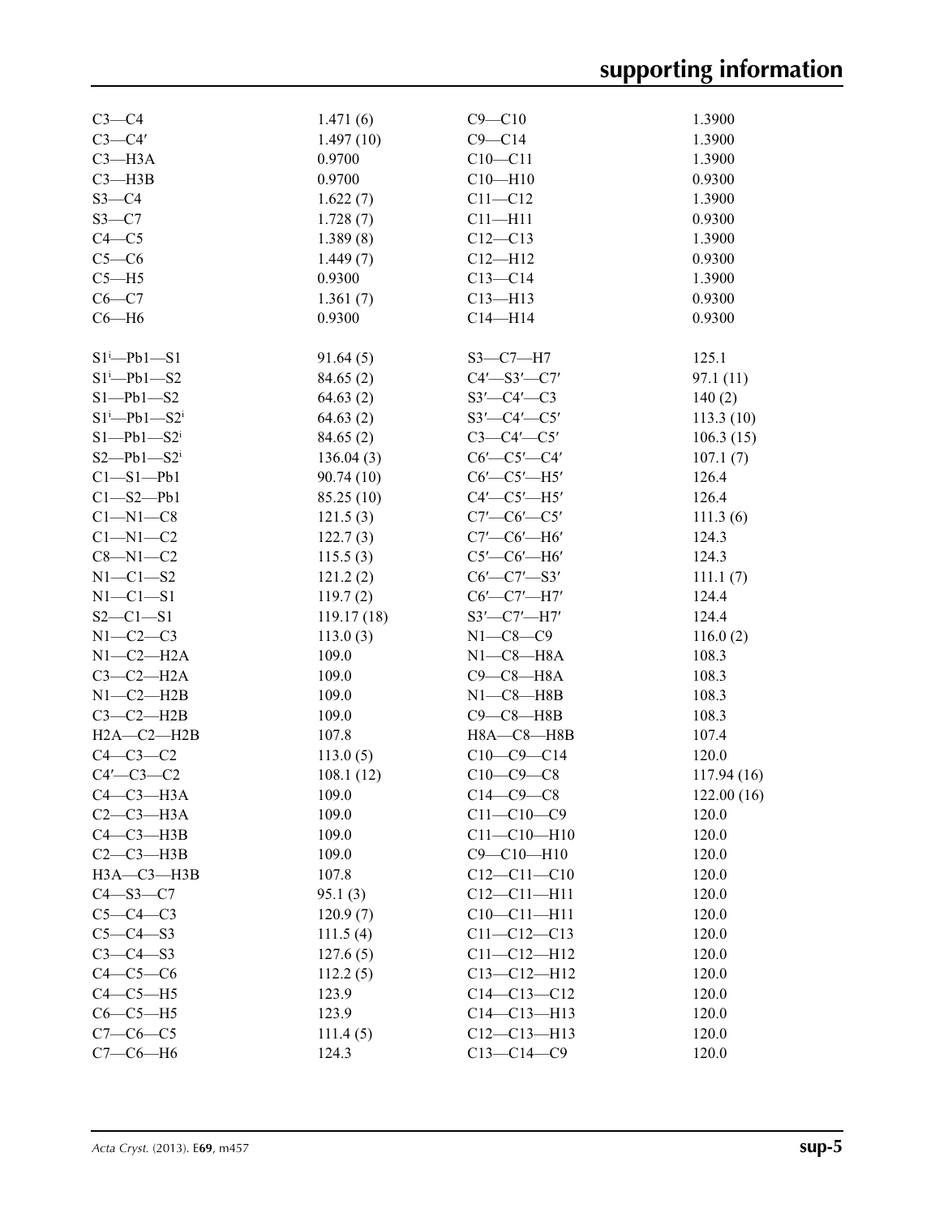| | | | |
|---|---|---|---|
| C3—C4 | 1.471 (6) | C9—C10 | 1.3900 |
| C3—C4′ | 1.497 (10) | C9—C14 | 1.3900 |
| C3—H3A | 0.9700 | C10—C11 | 1.3900 |
| C3—H3B | 0.9700 | C10—H10 | 0.9300 |
| S3—C4 | 1.622 (7) | C11—C12 | 1.3900 |
| S3—C7 | 1.728 (7) | C11—H11 | 0.9300 |
| C4—C5 | 1.389 (8) | C12—C13 | 1.3900 |
| C5—C6 | 1.449 (7) | C12—H12 | 0.9300 |
| C5—H5 | 0.9300 | C13—C14 | 1.3900 |
| C6—C7 | 1.361 (7) | C13—H13 | 0.9300 |
| C6—H6 | 0.9300 | C14—H14 | 0.9300 |
| | | | |
| S1[i]—Pb1—S1 | 91.64 (5) | S3—C7—H7 | 125.1 |
| S1[i]—Pb1—S2 | 84.65 (2) | C4′—S3′—C7′ | 97.1 (11) |
| S1—Pb1—S2 | 64.63 (2) | S3′—C4′—C3 | 140 (2) |
| S1[i]—Pb1—S2[i] | 64.63 (2) | S3′—C4′—C5′ | 113.3 (10) |
| S1—Pb1—S2[i] | 84.65 (2) | C3—C4′—C5′ | 106.3 (15) |
| S2—Pb1—S2[i] | 136.04 (3) | C6′—C5′—C4′ | 107.1 (7) |
| C1—S1—Pb1 | 90.74 (10) | C6′—C5′—H5′ | 126.4 |
| C1—S2—Pb1 | 85.25 (10) | C4′—C5′—H5′ | 126.4 |
| C1—N1—C8 | 121.5 (3) | C7′—C6′—C5′ | 111.3 (6) |
| C1—N1—C2 | 122.7 (3) | C7′—C6′—H6′ | 124.3 |
| C8—N1—C2 | 115.5 (3) | C5′—C6′—H6′ | 124.3 |
| N1—C1—S2 | 121.2 (2) | C6′—C7′—S3′ | 111.1 (7) |
| N1—C1—S1 | 119.7 (2) | C6′—C7′—H7′ | 124.4 |
| S2—C1—S1 | 119.17 (18) | S3′—C7′—H7′ | 124.4 |
| N1—C2—C3 | 113.0 (3) | N1—C8—C9 | 116.0 (2) |
| N1—C2—H2A | 109.0 | N1—C8—H8A | 108.3 |
| C3—C2—H2A | 109.0 | C9—C8—H8A | 108.3 |
| N1—C2—H2B | 109.0 | N1—C8—H8B | 108.3 |
| C3—C2—H2B | 109.0 | C9—C8—H8B | 108.3 |
| H2A—C2—H2B | 107.8 | H8A—C8—H8B | 107.4 |
| C4—C3—C2 | 113.0 (5) | C10—C9—C14 | 120.0 |
| C4′—C3—C2 | 108.1 (12) | C10—C9—C8 | 117.94 (16) |
| C4—C3—H3A | 109.0 | C14—C9—C8 | 122.00 (16) |
| C2—C3—H3A | 109.0 | C11—C10—C9 | 120.0 |
| C4—C3—H3B | 109.0 | C11—C10—H10 | 120.0 |
| C2—C3—H3B | 109.0 | C9—C10—H10 | 120.0 |
| H3A—C3—H3B | 107.8 | C12—C11—C10 | 120.0 |
| C4—S3—C7 | 95.1 (3) | C12—C11—H11 | 120.0 |
| C5—C4—C3 | 120.9 (7) | C10—C11—H11 | 120.0 |
| C5—C4—S3 | 111.5 (4) | C11—C12—C13 | 120.0 |
| C3—C4—S3 | 127.6 (5) | C11—C12—H12 | 120.0 |
| C4—C5—C6 | 112.2 (5) | C13—C12—H12 | 120.0 |
| C4—C5—H5 | 123.9 | C14—C13—C12 | 120.0 |
| C6—C5—H5 | 123.9 | C14—C13—H13 | 120.0 |
| C7—C6—C5 | 111.4 (5) | C12—C13—H13 | 120.0 |
| C7—C6—H6 | 124.3 | C13—C14—C9 | 120.0 |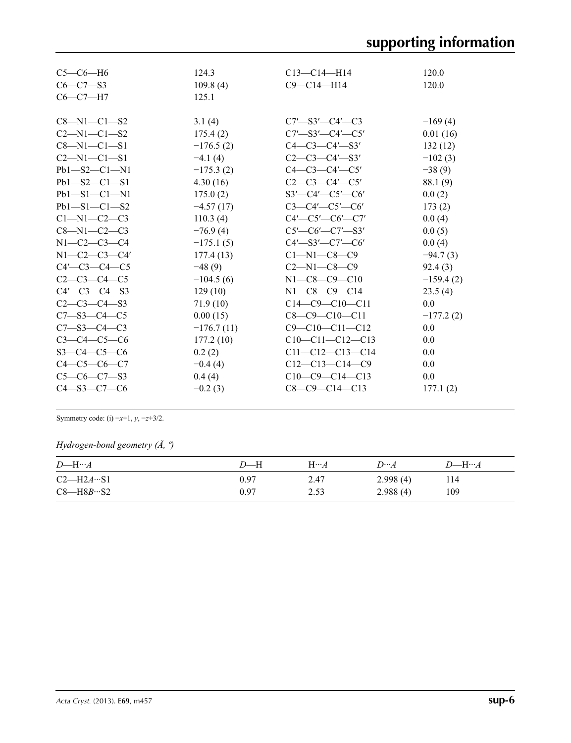| | | | |
|---|---|---|---|
| C5—C6—H6 | 124.3 | C13—C14—H14 | 120.0 |
| C6—C7—S3 | 109.8 (4) | C9—C14—H14 | 120.0 |
| C6—C7—H7 | 125.1 | | |
| | | | |
| C8—N1—C1—S2 | 3.1 (4) | C7′—S3′—C4′—C3 | −169 (4) |
| C2—N1—C1—S2 | 175.4 (2) | C7′—S3′—C4′—C5′ | 0.01 (16) |
| C8—N1—C1—S1 | −176.5 (2) | C4—C3—C4′—S3′ | 132 (12) |
| C2—N1—C1—S1 | −4.1 (4) | C2—C3—C4′—S3′ | −102 (3) |
| Pb1—S2—C1—N1 | −175.3 (2) | C4—C3—C4′—C5′ | −38 (9) |
| Pb1—S2—C1—S1 | 4.30 (16) | C2—C3—C4′—C5′ | 88.1 (9) |
| Pb1—S1—C1—N1 | 175.0 (2) | S3′—C4′—C5′—C6′ | 0.0 (2) |
| Pb1—S1—C1—S2 | −4.57 (17) | C3—C4′—C5′—C6′ | 173 (2) |
| C1—N1—C2—C3 | 110.3 (4) | C4′—C5′—C6′—C7′ | 0.0 (4) |
| C8—N1—C2—C3 | −76.9 (4) | C5′—C6′—C7′—S3′ | 0.0 (5) |
| N1—C2—C3—C4 | −175.1 (5) | C4′—S3′—C7′—C6′ | 0.0 (4) |
| N1—C2—C3—C4′ | 177.4 (13) | C1—N1—C8—C9 | −94.7 (3) |
| C4′—C3—C4—C5 | −48 (9) | C2—N1—C8—C9 | 92.4 (3) |
| C2—C3—C4—C5 | −104.5 (6) | N1—C8—C9—C10 | −159.4 (2) |
| C4′—C3—C4—S3 | 129 (10) | N1—C8—C9—C14 | 23.5 (4) |
| C2—C3—C4—S3 | 71.9 (10) | C14—C9—C10—C11 | 0.0 |
| C7—S3—C4—C5 | 0.00 (15) | C8—C9—C10—C11 | −177.2 (2) |
| C7—S3—C4—C3 | −176.7 (11) | C9—C10—C11—C12 | 0.0 |
| C3—C4—C5—C6 | 177.2 (10) | C10—C11—C12—C13 | 0.0 |
| S3—C4—C5—C6 | 0.2 (2) | C11—C12—C13—C14 | 0.0 |
| C4—C5—C6—C7 | −0.4 (4) | C12—C13—C14—C9 | 0.0 |
| C5—C6—C7—S3 | 0.4 (4) | C10—C9—C14—C13 | 0.0 |
| C4—S3—C7—C6 | −0.2 (3) | C8—C9—C14—C13 | 177.1 (2) |

Symmetry code: (i) $-x+1, y, -z+3/2$.

*Hydrogen-bond geometry (Å, º)*

| *D*—H···*A* | *D*—H | H···*A* | *D*···*A* | *D*—H···*A* |
|---|---|---|---|---|
| C2—H2*A*···S1 | 0.97 | 2.47 | 2.998 (4) | 114 |
| C8—H8*B*···S2 | 0.97 | 2.53 | 2.988 (4) | 109 |